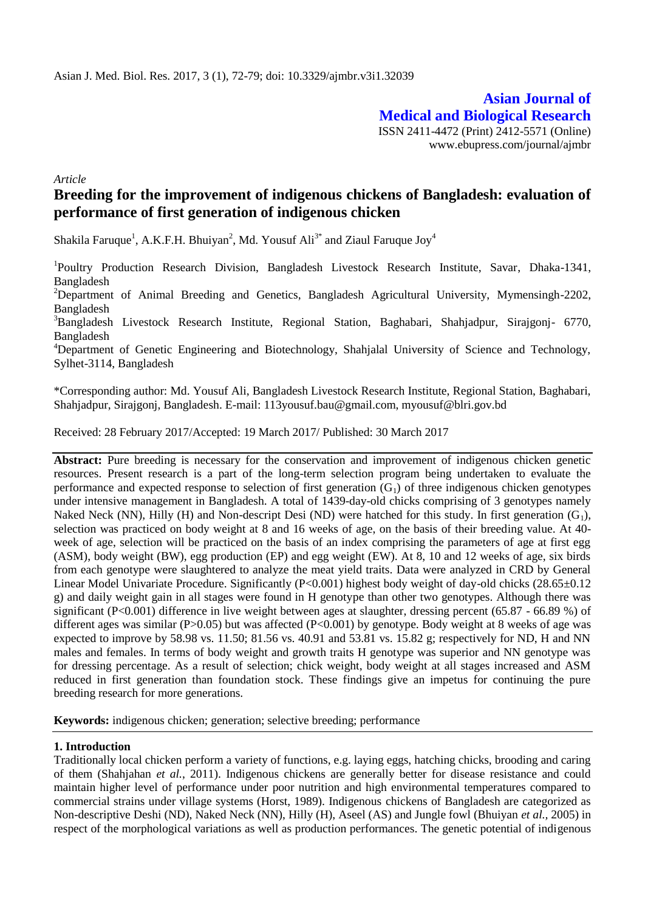**Asian Journal of Medical and Biological Research**

ISSN 2411-4472 (Print) 2412-5571 (Online)
www.ebupress.com/journal/ajmbr

*Article*

# Breeding for the improvement of indigenous chickens of Bangladesh: evaluation of performance of first generation of indigenous chicken

Shakila Faruque[1], A.K.F.H. Bhuiyan[2], Md. Yousuf Ali[3*] and Ziaul Faruque Joy[4]

[1]Poultry Production Research Division, Bangladesh Livestock Research Institute, Savar, Dhaka-1341, Bangladesh

[2]Department of Animal Breeding and Genetics, Bangladesh Agricultural University, Mymensingh-2202, Bangladesh

[3]Bangladesh Livestock Research Institute, Regional Station, Baghabari, Shahjadpur, Sirajgonj- 6770, Bangladesh

[4]Department of Genetic Engineering and Biotechnology, Shahjalal University of Science and Technology, Sylhet-3114, Bangladesh

\*Corresponding author: Md. Yousuf Ali, Bangladesh Livestock Research Institute, Regional Station, Baghabari, Shahjadpur, Sirajgonj, Bangladesh. E-mail: 113yousuf.bau@gmail.com, myousuf@blri.gov.bd

Received: 28 February 2017/Accepted: 19 March 2017/ Published: 30 March 2017

**Abstract:** Pure breeding is necessary for the conservation and improvement of indigenous chicken genetic resources. Present research is a part of the long-term selection program being undertaken to evaluate the performance and expected response to selection of first generation ($G_1$) of three indigenous chicken genotypes under intensive management in Bangladesh. A total of 1439-day-old chicks comprising of 3 genotypes namely Naked Neck (NN), Hilly (H) and Non-descript Desi (ND) were hatched for this study. In first generation ($G_1$), selection was practiced on body weight at 8 and 16 weeks of age, on the basis of their breeding value. At 40-week of age, selection will be practiced on the basis of an index comprising the parameters of age at first egg (ASM), body weight (BW), egg production (EP) and egg weight (EW). At 8, 10 and 12 weeks of age, six birds from each genotype were slaughtered to analyze the meat yield traits. Data were analyzed in CRD by General Linear Model Univariate Procedure. Significantly ($P<0.001$) highest body weight of day-old chicks (28.65±0.12 g) and daily weight gain in all stages were found in H genotype than other two genotypes. Although there was significant ($P<0.001$) difference in live weight between ages at slaughter, dressing percent (65.87 - 66.89 %) of different ages was similar ($P>0.05$) but was affected ($P<0.001$) by genotype. Body weight at 8 weeks of age was expected to improve by 58.98 vs. 11.50; 81.56 vs. 40.91 and 53.81 vs. 15.82 g; respectively for ND, H and NN males and females. In terms of body weight and growth traits H genotype was superior and NN genotype was for dressing percentage. As a result of selection; chick weight, body weight at all stages increased and ASM reduced in first generation than foundation stock. These findings give an impetus for continuing the pure breeding research for more generations.

**Keywords:** indigenous chicken; generation; selective breeding; performance

## 1. Introduction

Traditionally local chicken perform a variety of functions, e.g. laying eggs, hatching chicks, brooding and caring of them (Shahjahan *et al.*, 2011). Indigenous chickens are generally better for disease resistance and could maintain higher level of performance under poor nutrition and high environmental temperatures compared to commercial strains under village systems (Horst, 1989). Indigenous chickens of Bangladesh are categorized as Non-descriptive Deshi (ND), Naked Neck (NN), Hilly (H), Aseel (AS) and Jungle fowl (Bhuiyan *et al.*, 2005) in respect of the morphological variations as well as production performances. The genetic potential of indigenous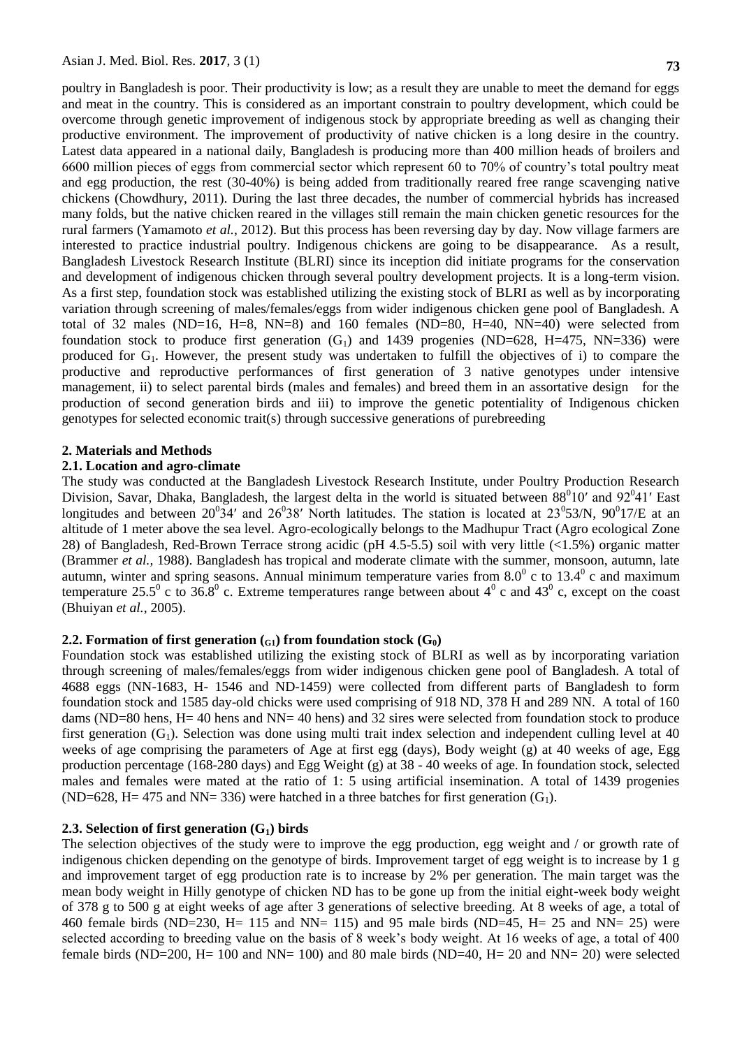poultry in Bangladesh is poor. Their productivity is low; as a result they are unable to meet the demand for eggs and meat in the country. This is considered as an important constrain to poultry development, which could be overcome through genetic improvement of indigenous stock by appropriate breeding as well as changing their productive environment. The improvement of productivity of native chicken is a long desire in the country. Latest data appeared in a national daily, Bangladesh is producing more than 400 million heads of broilers and 6600 million pieces of eggs from commercial sector which represent 60 to 70% of country's total poultry meat and egg production, the rest (30-40%) is being added from traditionally reared free range scavenging native chickens (Chowdhury, 2011). During the last three decades, the number of commercial hybrids has increased many folds, but the native chicken reared in the villages still remain the main chicken genetic resources for the rural farmers (Yamamoto *et al.*, 2012). But this process has been reversing day by day. Now village farmers are interested to practice industrial poultry. Indigenous chickens are going to be disappearance. As a result, Bangladesh Livestock Research Institute (BLRI) since its inception did initiate programs for the conservation and development of indigenous chicken through several poultry development projects. It is a long-term vision. As a first step, foundation stock was established utilizing the existing stock of BLRI as well as by incorporating variation through screening of males/females/eggs from wider indigenous chicken gene pool of Bangladesh. A total of 32 males (ND=16, H=8, NN=8) and 160 females (ND=80, H=40, NN=40) were selected from foundation stock to produce first generation ($G_1$) and 1439 progenies (ND=628, H=475, NN=336) were produced for $G_1$. However, the present study was undertaken to fulfill the objectives of i) to compare the productive and reproductive performances of first generation of 3 native genotypes under intensive management, ii) to select parental birds (males and females) and breed them in an assortative design for the production of second generation birds and iii) to improve the genetic potentiality of Indigenous chicken genotypes for selected economic trait(s) through successive generations of purebreeding

## 2. Materials and Methods

### 2.1. Location and agro-climate

The study was conducted at the Bangladesh Livestock Research Institute, under Poultry Production Research Division, Savar, Dhaka, Bangladesh, the largest delta in the world is situated between $88^0 10'$ and $92^0 41'$ East longitudes and between $20^0 34'$ and $26^0 38'$ North latitudes. The station is located at $23^0 53$/N, $90^0 17$/E at an altitude of 1 meter above the sea level. Agro-ecologically belongs to the Madhupur Tract (Agro ecological Zone 28) of Bangladesh, Red-Brown Terrace strong acidic (pH 4.5-5.5) soil with very little (<1.5%) organic matter (Brammer *et al.,* 1988). Bangladesh has tropical and moderate climate with the summer, monsoon, autumn, late autumn, winter and spring seasons. Annual minimum temperature varies from $8.0^0$ c to $13.4^0$ c and maximum temperature $25.5^0$ c to $36.8^0$ c. Extreme temperatures range between about $4^0$ c and $43^0$ c, except on the coast (Bhuiyan *et al.*, 2005).

### 2.2. Formation of first generation ($_{G1}$) from foundation stock ($G_0$)

Foundation stock was established utilizing the existing stock of BLRI as well as by incorporating variation through screening of males/females/eggs from wider indigenous chicken gene pool of Bangladesh. A total of 4688 eggs (NN-1683, H- 1546 and ND-1459) were collected from different parts of Bangladesh to form foundation stock and 1585 day-old chicks were used comprising of 918 ND, 378 H and 289 NN. A total of 160 dams (ND=80 hens, H= 40 hens and NN= 40 hens) and 32 sires were selected from foundation stock to produce first generation ($G_1$). Selection was done using multi trait index selection and independent culling level at 40 weeks of age comprising the parameters of Age at first egg (days), Body weight (g) at 40 weeks of age, Egg production percentage (168-280 days) and Egg Weight (g) at 38 - 40 weeks of age. In foundation stock, selected males and females were mated at the ratio of 1: 5 using artificial insemination. A total of 1439 progenies (ND=628, H= 475 and NN= 336) were hatched in a three batches for first generation ($G_1$).

### 2.3. Selection of first generation ($G_1$) birds

The selection objectives of the study were to improve the egg production, egg weight and / or growth rate of indigenous chicken depending on the genotype of birds. Improvement target of egg weight is to increase by 1 g and improvement target of egg production rate is to increase by 2% per generation. The main target was the mean body weight in Hilly genotype of chicken ND has to be gone up from the initial eight-week body weight of 378 g to 500 g at eight weeks of age after 3 generations of selective breeding. At 8 weeks of age, a total of 460 female birds (ND=230, H= 115 and NN= 115) and 95 male birds (ND=45, H= 25 and NN= 25) were selected according to breeding value on the basis of 8 week's body weight. At 16 weeks of age, a total of 400 female birds (ND=200, H= 100 and NN= 100) and 80 male birds (ND=40, H= 20 and NN= 20) were selected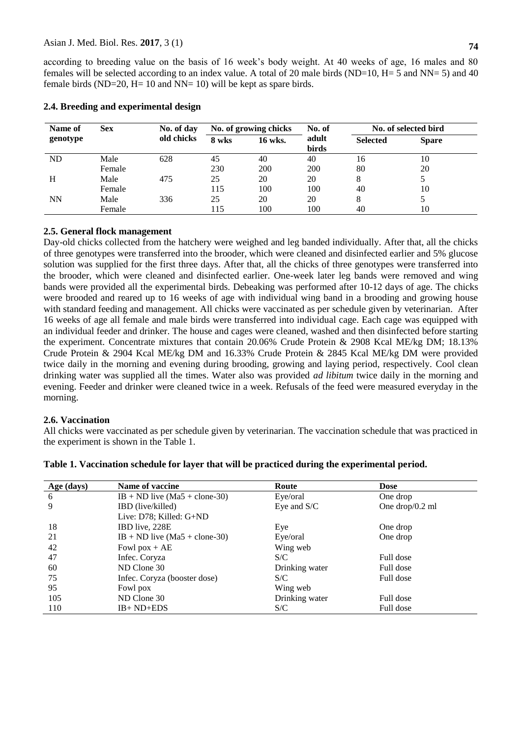according to breeding value on the basis of 16 week's body weight. At 40 weeks of age, 16 males and 80 females will be selected according to an index value. A total of 20 male birds (ND=10, H= 5 and NN= 5) and 40 female birds (ND=20, H= 10 and NN= 10) will be kept as spare birds.

### 2.4. Breeding and experimental design

| Name of genotype | Sex | No. of day old chicks | No. of growing chicks | | No. of adult birds | No. of selected bird | |
|---|---|---|---|---|---|---|---|
| | | | 8 wks | 16 wks. | | Selected | Spare |
| ND | Male | 628 | 45 | 40 | 40 | 16 | 10 |
| | Female | | 230 | 200 | 200 | 80 | 20 |
| H | Male | 475 | 25 | 20 | 20 | 8 | 5 |
| | Female | | 115 | 100 | 100 | 40 | 10 |
| NN | Male | 336 | 25 | 20 | 20 | 8 | 5 |
| | Female | | 115 | 100 | 100 | 40 | 10 |

### 2.5. General flock management

Day-old chicks collected from the hatchery were weighed and leg banded individually. After that, all the chicks of three genotypes were transferred into the brooder, which were cleaned and disinfected earlier and 5% glucose solution was supplied for the first three days. After that, all the chicks of three genotypes were transferred into the brooder, which were cleaned and disinfected earlier. One-week later leg bands were removed and wing bands were provided all the experimental birds. Debeaking was performed after 10-12 days of age. The chicks were brooded and reared up to 16 weeks of age with individual wing band in a brooding and growing house with standard feeding and management. All chicks were vaccinated as per schedule given by veterinarian. After 16 weeks of age all female and male birds were transferred into individual cage. Each cage was equipped with an individual feeder and drinker. The house and cages were cleaned, washed and then disinfected before starting the experiment. Concentrate mixtures that contain 20.06% Crude Protein & 2908 Kcal ME/kg DM; 18.13% Crude Protein & 2904 Kcal ME/kg DM and 16.33% Crude Protein & 2845 Kcal ME/kg DM were provided twice daily in the morning and evening during brooding, growing and laying period, respectively. Cool clean drinking water was supplied all the times. Water also was provided *ad libitum* twice daily in the morning and evening. Feeder and drinker were cleaned twice in a week. Refusals of the feed were measured everyday in the morning.

### 2.6. Vaccination

All chicks were vaccinated as per schedule given by veterinarian. The vaccination schedule that was practiced in the experiment is shown in the Table 1.

**Table 1. Vaccination schedule for layer that will be practiced during the experimental period.**

| Age (days) | Name of vaccine | Route | Dose |
|---|---|---|---|
| 6 | IB + ND live (Ma5 + clone-30) | Eye/oral | One drop |
| 9 | IBD (live/killed)<br>Live: D78; Killed: G+ND | Eye and S/C | One drop/0.2 ml |
| 18 | IBD live, 228E | Eye | One drop |
| 21 | IB + ND live (Ma5 + clone-30) | Eye/oral | One drop |
| 42 | Fowl pox + AE | Wing web | |
| 47 | Infec. Coryza | S/C | Full dose |
| 60 | ND Clone 30 | Drinking water | Full dose |
| 75 | Infec. Coryza (booster dose) | S/C | Full dose |
| 95 | Fowl pox | Wing web | |
| 105 | ND Clone 30 | Drinking water | Full dose |
| 110 | IB+ ND+EDS | S/C | Full dose |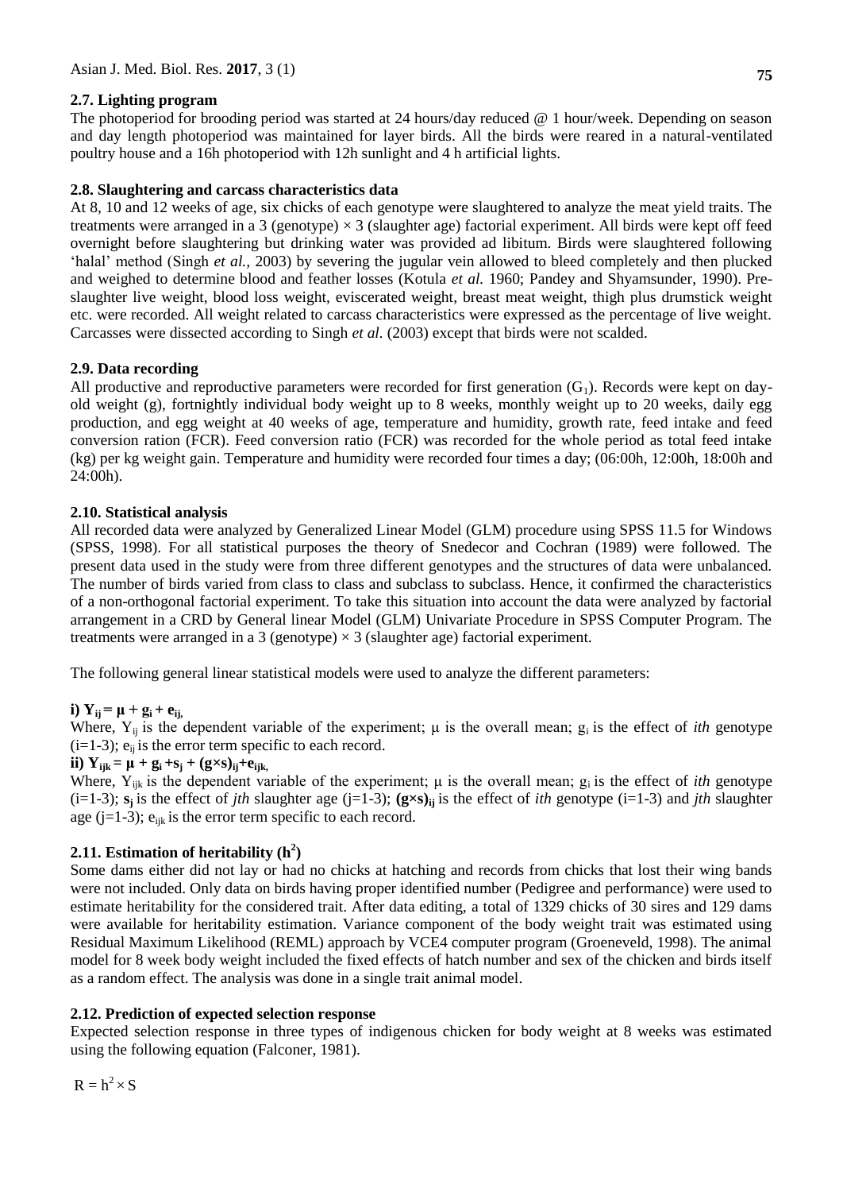### 2.7. Lighting program

The photoperiod for brooding period was started at 24 hours/day reduced @ 1 hour/week. Depending on season and day length photoperiod was maintained for layer birds. All the birds were reared in a natural-ventilated poultry house and a 16h photoperiod with 12h sunlight and 4 h artificial lights.

### 2.8. Slaughtering and carcass characteristics data

At 8, 10 and 12 weeks of age, six chicks of each genotype were slaughtered to analyze the meat yield traits. The treatments were arranged in a 3 (genotype) × 3 (slaughter age) factorial experiment. All birds were kept off feed overnight before slaughtering but drinking water was provided ad libitum. Birds were slaughtered following 'halal' method (Singh *et al.,* 2003) by severing the jugular vein allowed to bleed completely and then plucked and weighed to determine blood and feather losses (Kotula *et al.* 1960; Pandey and Shyamsunder, 1990). Pre-slaughter live weight, blood loss weight, eviscerated weight, breast meat weight, thigh plus drumstick weight etc. were recorded. All weight related to carcass characteristics were expressed as the percentage of live weight. Carcasses were dissected according to Singh *et al.* (2003) except that birds were not scalded.

### 2.9. Data recording

All productive and reproductive parameters were recorded for first generation ($G_1$). Records were kept on day-old weight (g), fortnightly individual body weight up to 8 weeks, monthly weight up to 20 weeks, daily egg production, and egg weight at 40 weeks of age, temperature and humidity, growth rate, feed intake and feed conversion ration (FCR). Feed conversion ratio (FCR) was recorded for the whole period as total feed intake (kg) per kg weight gain. Temperature and humidity were recorded four times a day; (06:00h, 12:00h, 18:00h and 24:00h).

### 2.10. Statistical analysis

All recorded data were analyzed by Generalized Linear Model (GLM) procedure using SPSS 11.5 for Windows (SPSS, 1998). For all statistical purposes the theory of Snedecor and Cochran (1989) were followed. The present data used in the study were from three different genotypes and the structures of data were unbalanced. The number of birds varied from class to class and subclass to subclass. Hence, it confirmed the characteristics of a non-orthogonal factorial experiment. To take this situation into account the data were analyzed by factorial arrangement in a CRD by General linear Model (GLM) Univariate Procedure in SPSS Computer Program. The treatments were arranged in a 3 (genotype) × 3 (slaughter age) factorial experiment.

The following general linear statistical models were used to analyze the different parameters:

**i)** $Y_{ij} = \mu + g_i + e_{ij}$,

Where, $Y_{ij}$ is the dependent variable of the experiment; $\mu$ is the overall mean; $g_i$ is the effect of *ith* genotype (i=1-3); $e_{ij}$ is the error term specific to each record.

**ii)** $Y_{ijk} = \mu + g_i + s_j + (g \times s)_{ij} + e_{ijk}$,

Where, $Y_{ijk}$ is the dependent variable of the experiment; $\mu$ is the overall mean; $g_i$ is the effect of *ith* genotype (i=1-3); $s_j$ is the effect of *jth* slaughter age (j=1-3); $(g \times s)_{ij}$ is the effect of *ith* genotype (i=1-3) and *jth* slaughter age (j=1-3); $e_{ijk}$ is the error term specific to each record.

### 2.11. Estimation of heritability ($h^2$)

Some dams either did not lay or had no chicks at hatching and records from chicks that lost their wing bands were not included. Only data on birds having proper identified number (Pedigree and performance) were used to estimate heritability for the considered trait. After data editing, a total of 1329 chicks of 30 sires and 129 dams were available for heritability estimation. Variance component of the body weight trait was estimated using Residual Maximum Likelihood (REML) approach by VCE4 computer program (Groeneveld, 1998). The animal model for 8 week body weight included the fixed effects of hatch number and sex of the chicken and birds itself as a random effect. The analysis was done in a single trait animal model.

### 2.12. Prediction of expected selection response

Expected selection response in three types of indigenous chicken for body weight at 8 weeks was estimated using the following equation (Falconer, 1981).

$$R = h^2 \times S$$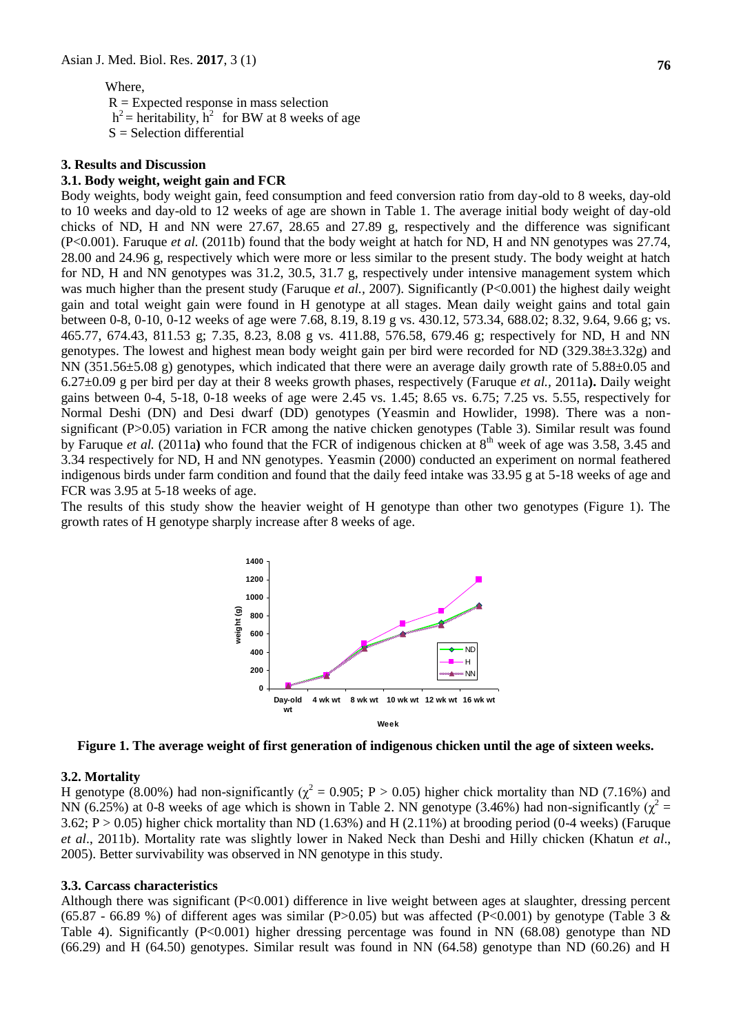Where,

R = Expected response in mass selection

$h^2$ = heritability, $h^2$ for BW at 8 weeks of age

S = Selection differential

## 3. Results and Discussion

### 3.1. Body weight, weight gain and FCR

Body weights, body weight gain, feed consumption and feed conversion ratio from day-old to 8 weeks, day-old to 10 weeks and day-old to 12 weeks of age are shown in Table 1. The average initial body weight of day-old chicks of ND, H and NN were 27.67, 28.65 and 27.89 g, respectively and the difference was significant ($P<0.001$). Faruque *et al.* (2011b) found that the body weight at hatch for ND, H and NN genotypes was 27.74, 28.00 and 24.96 g, respectively which were more or less similar to the present study. The body weight at hatch for ND, H and NN genotypes was 31.2, 30.5, 31.7 g, respectively under intensive management system which was much higher than the present study (Faruque *et al.,* 2007). Significantly ($P<0.001$) the highest daily weight gain and total weight gain were found in H genotype at all stages. Mean daily weight gains and total gain between 0-8, 0-10, 0-12 weeks of age were 7.68, 8.19, 8.19 g vs. 430.12, 573.34, 688.02; 8.32, 9.64, 9.66 g; vs. 465.77, 674.43, 811.53 g; 7.35, 8.23, 8.08 g vs. 411.88, 576.58, 679.46 g; respectively for ND, H and NN genotypes. The lowest and highest mean body weight gain per bird were recorded for ND (329.38±3.32g) and NN (351.56±5.08 g) genotypes, which indicated that there were an average daily growth rate of 5.88±0.05 and 6.27±0.09 g per bird per day at their 8 weeks growth phases, respectively (Faruque *et al.,* 2011a**).** Daily weight gains between 0-4, 5-18, 0-18 weeks of age were 2.45 vs. 1.45; 8.65 vs. 6.75; 7.25 vs. 5.55, respectively for Normal Deshi (DN) and Desi dwarf (DD) genotypes (Yeasmin and Howlider, 1998). There was a non-significant ($P>0.05$) variation in FCR among the native chicken genotypes (Table 3). Similar result was found by Faruque *et al.* (2011a**)** who found that the FCR of indigenous chicken at 8$^{th}$ week of age was 3.58, 3.45 and 3.34 respectively for ND, H and NN genotypes. Yeasmin (2000) conducted an experiment on normal feathered indigenous birds under farm condition and found that the daily feed intake was 33.95 g at 5-18 weeks of age and FCR was 3.95 at 5-18 weeks of age.

The results of this study show the heavier weight of H genotype than other two genotypes (Figure 1). The growth rates of H genotype sharply increase after 8 weeks of age.

**Figure 1. The average weight of first generation of indigenous chicken until the age of sixteen weeks.**

### 3.2. Mortality

H genotype (8.00%) had non-significantly ($\chi^2$ = 0.905; $P > 0.05$) higher chick mortality than ND (7.16%) and NN (6.25%) at 0-8 weeks of age which is shown in Table 2. NN genotype (3.46%) had non-significantly ($\chi^2$ = 3.62; $P > 0.05$) higher chick mortality than ND (1.63%) and H (2.11%) at brooding period (0-4 weeks) (Faruque *et al*., 2011b). Mortality rate was slightly lower in Naked Neck than Deshi and Hilly chicken (Khatun *et al*., 2005). Better survivability was observed in NN genotype in this study.

### 3.3. Carcass characteristics

Although there was significant ($P<0.001$) difference in live weight between ages at slaughter, dressing percent (65.87 - 66.89 %) of different ages was similar ($P>0.05$) but was affected ($P<0.001$) by genotype (Table 3 & Table 4). Significantly ($P<0.001$) higher dressing percentage was found in NN (68.08) genotype than ND (66.29) and H (64.50) genotypes. Similar result was found in NN (64.58) genotype than ND (60.26) and H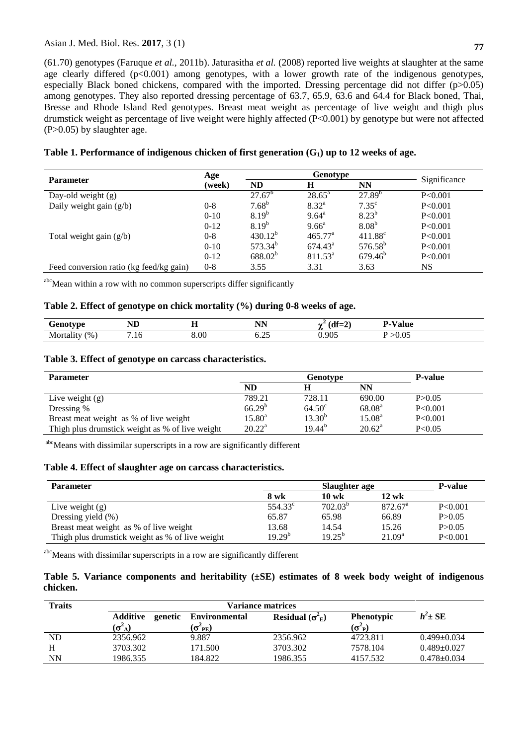(61.70) genotypes (Faruque *et al.,* 2011b). Jaturasitha *et al.* (2008) reported live weights at slaughter at the same age clearly differed (p<0.001) among genotypes, with a lower growth rate of the indigenous genotypes, especially Black boned chickens, compared with the imported. Dressing percentage did not differ (p>0.05) among genotypes. They also reported dressing percentage of 63.7, 65.9, 63.6 and 64.4 for Black boned, Thai, Bresse and Rhode Island Red genotypes. Breast meat weight as percentage of live weight and thigh plus drumstick weight as percentage of live weight were highly affected (P<0.001) by genotype but were not affected (P>0.05) by slaughter age.

**Table 1. Performance of indigenous chicken of first generation ($G_1$) up to 12 weeks of age.**

| Parameter | Age (week) | Genotype | | | Significance |
|---|---|---|---|---|---|
| | | ND | H | NN | |
| Day-old weight (g) | | $27.67^b$ | $28.65^a$ | $27.89^b$ | P<0.001 |
| Daily weight gain (g/b) | 0-8 | $7.68^b$ | $8.32^a$ | $7.35^c$ | P<0.001 |
| | 0-10 | $8.19^b$ | $9.64^a$ | $8.23^b$ | P<0.001 |
| | 0-12 | $8.19^b$ | $9.66^a$ | $8.08^b$ | P<0.001 |
| Total weight gain (g/b) | 0-8 | $430.12^b$ | $465.77^a$ | $411.88^c$ | P<0.001 |
| | 0-10 | $573.34^b$ | $674.43^a$ | $576.58^b$ | P<0.001 |
| | 0-12 | $688.02^b$ | $811.53^a$ | $679.46^b$ | P<0.001 |
| Feed conversion ratio (kg feed/kg gain) | 0-8 | 3.55 | 3.31 | 3.63 | NS |

[abc]Mean within a row with no common superscripts differ significantly

**Table 2. Effect of genotype on chick mortality (%) during 0-8 weeks of age.**

| Genotype | ND | H | NN | $\chi^2$ (df=2) | P-Value |
|---|---|---|---|---|---|
| Mortality (%) | 7.16 | 8.00 | 6.25 | 0.905 | P >0.05 |

**Table 3. Effect of genotype on carcass characteristics.**

| Parameter | Genotype | | | P-value |
|---|---|---|---|---|
| | ND | H | NN | |
| Live weight (g) | 789.21 | 728.11 | 690.00 | P>0.05 |
| Dressing % | $66.29^b$ | $64.50^c$ | $68.08^a$ | P<0.001 |
| Breast meat weight as % of live weight | $15.80^a$ | $13.30^b$ | $15.08^a$ | P<0.001 |
| Thigh plus drumstick weight as % of live weight | $20.22^a$ | $19.44^b$ | $20.62^a$ | P<0.05 |

[abc]Means with dissimilar superscripts in a row are significantly different

**Table 4. Effect of slaughter age on carcass characteristics.**

| Parameter | Slaughter age | | | P-value |
|---|---|---|---|---|
| | 8 wk | 10 wk | 12 wk | |
| Live weight (g) | $554.33^c$ | $702.03^b$ | $872.67^a$ | P<0.001 |
| Dressing yield (%) | 65.87 | 65.98 | 66.89 | P>0.05 |
| Breast meat weight as % of live weight | 13.68 | 14.54 | 15.26 | P>0.05 |
| Thigh plus drumstick weight as % of live weight | $19.29^b$ | $19.25^b$ | $21.09^a$ | P<0.001 |

[abc]Means with dissimilar superscripts in a row are significantly different

**Table 5. Variance components and heritability (±SE) estimates of 8 week body weight of indigenous chicken.**

| Traits | Variance matrices | | | | $h^2$± SE |
|---|---|---|---|---|---|
| | Additive genetic ($\sigma^2_A$) | Environmental ($\sigma^2_{PE}$) | Residual ($\sigma^2_E$) | Phenotypic ($\sigma^2_P$) | |
| ND | 2356.962 | 9.887 | 2356.962 | 4723.811 | 0.499±0.034 |
| H | 3703.302 | 171.500 | 3703.302 | 7578.104 | 0.489±0.027 |
| NN | 1986.355 | 184.822 | 1986.355 | 4157.532 | 0.478±0.034 |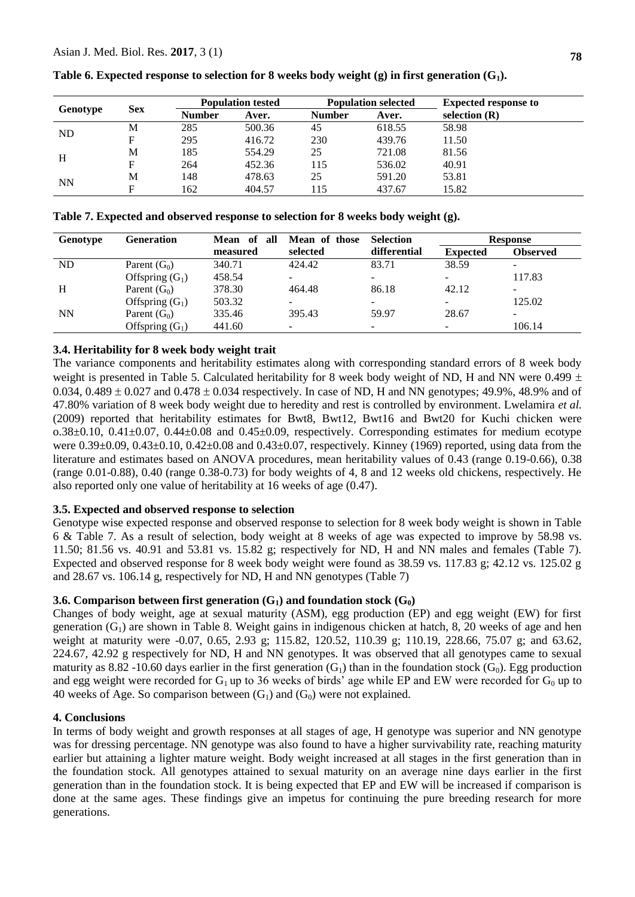**Table 6. Expected response to selection for 8 weeks body weight (g) in first generation ($G_1$).**

| Genotype | Sex | Population tested | | Population selected | | Expected response to selection (R) |
|---|---|---|---|---|---|---|
| | | Number | Aver. | Number | Aver. | |
| ND | M | 285 | 500.36 | 45 | 618.55 | 58.98 |
| | F | 295 | 416.72 | 230 | 439.76 | 11.50 |
| H | M | 185 | 554.29 | 25 | 721.08 | 81.56 |
| | F | 264 | 452.36 | 115 | 536.02 | 40.91 |
| NN | M | 148 | 478.63 | 25 | 591.20 | 53.81 |
| | F | 162 | 404.57 | 115 | 437.67 | 15.82 |

**Table 7. Expected and observed response to selection for 8 weeks body weight (g).**

| Genotype | Generation | Mean of all measured | Mean of those selected | Selection differential | Response | |
|---|---|---|---|---|---|---|
| | | | | | Expected | Observed |
| ND | Parent ($G_0$) | 340.71 | 424.42 | 83.71 | 38.59 | - |
| | Offspring ($G_1$) | 458.54 | - | - | - | 117.83 |
| H | Parent ($G_0$) | 378.30 | 464.48 | 86.18 | 42.12 | - |
| | Offspring ($G_1$) | 503.32 | - | - | - | 125.02 |
| NN | Parent ($G_0$) | 335.46 | 395.43 | 59.97 | 28.67 | - |
| | Offspring ($G_1$) | 441.60 | - | - | - | 106.14 |

### 3.4. Heritability for 8 week body weight trait

The variance components and heritability estimates along with corresponding standard errors of 8 week body weight is presented in Table 5. Calculated heritability for 8 week body weight of ND, H and NN were $0.499 \pm 0.034$, $0.489 \pm 0.027$ and $0.478 \pm 0.034$ respectively. In case of ND, H and NN genotypes; 49.9%, 48.9% and of 47.80% variation of 8 week body weight due to heredity and rest is controlled by environment. Lwelamira *et al.* (2009) reported that heritability estimates for Bwt8, Bwt12, Bwt16 and Bwt20 for Kuchi chicken were o.38±0.10, 0.41±0.07, 0.44±0.08 and 0.45±0.09, respectively. Corresponding estimates for medium ecotype were 0.39±0.09, 0.43±0.10, 0.42±0.08 and 0.43±0.07, respectively. Kinney (1969) reported, using data from the literature and estimates based on ANOVA procedures, mean heritability values of 0.43 (range 0.19-0.66), 0.38 (range 0.01-0.88), 0.40 (range 0.38-0.73) for body weights of 4, 8 and 12 weeks old chickens, respectively. He also reported only one value of heritability at 16 weeks of age (0.47).

### 3.5. Expected and observed response to selection

Genotype wise expected response and observed response to selection for 8 week body weight is shown in Table 6 & Table 7. As a result of selection, body weight at 8 weeks of age was expected to improve by 58.98 vs. 11.50; 81.56 vs. 40.91 and 53.81 vs. 15.82 g; respectively for ND, H and NN males and females (Table 7). Expected and observed response for 8 week body weight were found as 38.59 vs. 117.83 g; 42.12 vs. 125.02 g and 28.67 vs. 106.14 g, respectively for ND, H and NN genotypes (Table 7)

### 3.6. Comparison between first generation ($G_1$) and foundation stock ($G_0$)

Changes of body weight, age at sexual maturity (ASM), egg production (EP) and egg weight (EW) for first generation ($G_1$) are shown in Table 8. Weight gains in indigenous chicken at hatch, 8, 20 weeks of age and hen weight at maturity were -0.07, 0.65, 2.93 g; 115.82, 120.52, 110.39 g; 110.19, 228.66, 75.07 g; and 63.62, 224.67, 42.92 g respectively for ND, H and NN genotypes. It was observed that all genotypes came to sexual maturity as 8.82 -10.60 days earlier in the first generation ($G_1$) than in the foundation stock ($G_0$). Egg production and egg weight were recorded for $G_1$ up to 36 weeks of birds' age while EP and EW were recorded for $G_0$ up to 40 weeks of Age. So comparison between ($G_1$) and ($G_0$) were not explained.

## 4. Conclusions

In terms of body weight and growth responses at all stages of age, H genotype was superior and NN genotype was for dressing percentage. NN genotype was also found to have a higher survivability rate, reaching maturity earlier but attaining a lighter mature weight. Body weight increased at all stages in the first generation than in the foundation stock. All genotypes attained to sexual maturity on an average nine days earlier in the first generation than in the foundation stock. It is being expected that EP and EW will be increased if comparison is done at the same ages. These findings give an impetus for continuing the pure breeding research for more generations.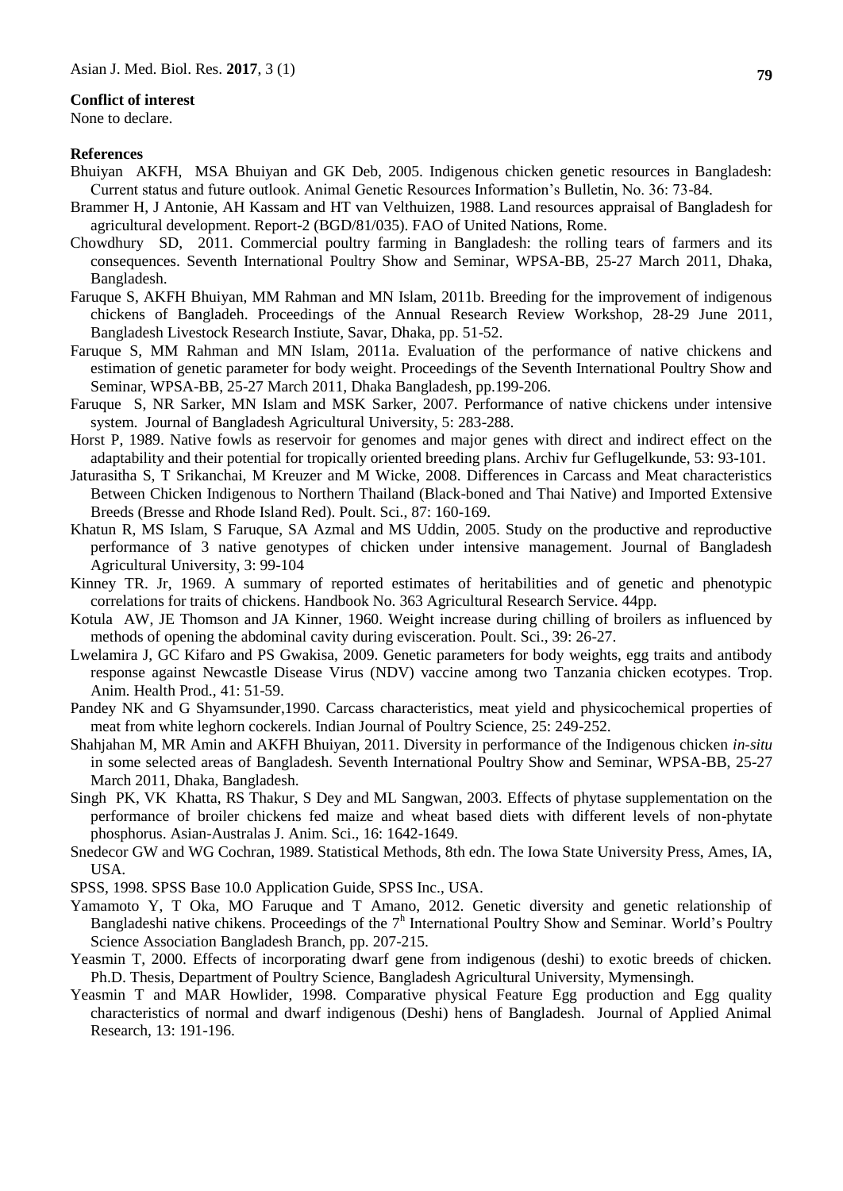**Conflict of interest**

None to declare.

**References**

Bhuiyan AKFH, MSA Bhuiyan and GK Deb, 2005. Indigenous chicken genetic resources in Bangladesh: Current status and future outlook. Animal Genetic Resources Information's Bulletin, No. 36: 73-84.

Brammer H, J Antonie, AH Kassam and HT van Velthuizen, 1988. Land resources appraisal of Bangladesh for agricultural development. Report-2 (BGD/81/035). FAO of United Nations, Rome.

Chowdhury SD, 2011. Commercial poultry farming in Bangladesh: the rolling tears of farmers and its consequences. Seventh International Poultry Show and Seminar, WPSA-BB, 25-27 March 2011, Dhaka, Bangladesh.

Faruque S, AKFH Bhuiyan, MM Rahman and MN Islam, 2011b. Breeding for the improvement of indigenous chickens of Bangladeh. Proceedings of the Annual Research Review Workshop, 28-29 June 2011, Bangladesh Livestock Research Instiute, Savar, Dhaka, pp. 51-52.

Faruque S, MM Rahman and MN Islam, 2011a. Evaluation of the performance of native chickens and estimation of genetic parameter for body weight. Proceedings of the Seventh International Poultry Show and Seminar, WPSA-BB, 25-27 March 2011, Dhaka Bangladesh, pp.199-206.

Faruque S, NR Sarker, MN Islam and MSK Sarker, 2007. Performance of native chickens under intensive system. Journal of Bangladesh Agricultural University, 5: 283-288.

Horst P, 1989. Native fowls as reservoir for genomes and major genes with direct and indirect effect on the adaptability and their potential for tropically oriented breeding plans. Archiv fur Geflugelkunde, 53: 93-101.

Jaturasitha S, T Srikanchai, M Kreuzer and M Wicke, 2008. Differences in Carcass and Meat characteristics Between Chicken Indigenous to Northern Thailand (Black-boned and Thai Native) and Imported Extensive Breeds (Bresse and Rhode Island Red). Poult. Sci., 87: 160-169.

Khatun R, MS Islam, S Faruque, SA Azmal and MS Uddin, 2005. Study on the productive and reproductive performance of 3 native genotypes of chicken under intensive management. Journal of Bangladesh Agricultural University, 3: 99-104

Kinney TR. Jr, 1969. A summary of reported estimates of heritabilities and of genetic and phenotypic correlations for traits of chickens. Handbook No. 363 Agricultural Research Service. 44pp.

Kotula AW, JE Thomson and JA Kinner, 1960. Weight increase during chilling of broilers as influenced by methods of opening the abdominal cavity during evisceration. Poult. Sci., 39: 26-27.

Lwelamira J, GC Kifaro and PS Gwakisa, 2009. Genetic parameters for body weights, egg traits and antibody response against Newcastle Disease Virus (NDV) vaccine among two Tanzania chicken ecotypes. Trop. Anim. Health Prod., 41: 51-59.

Pandey NK and G Shyamsunder,1990. Carcass characteristics, meat yield and physicochemical properties of meat from white leghorn cockerels. Indian Journal of Poultry Science, 25: 249-252.

Shahjahan M, MR Amin and AKFH Bhuiyan, 2011. Diversity in performance of the Indigenous chicken *in-situ* in some selected areas of Bangladesh. Seventh International Poultry Show and Seminar, WPSA-BB, 25-27 March 2011, Dhaka, Bangladesh.

Singh PK, VK Khatta, RS Thakur, S Dey and ML Sangwan, 2003. Effects of phytase supplementation on the performance of broiler chickens fed maize and wheat based diets with different levels of non-phytate phosphorus. Asian-Australas J. Anim. Sci., 16: 1642-1649.

Snedecor GW and WG Cochran, 1989. Statistical Methods, 8th edn. The Iowa State University Press, Ames, IA, USA.

SPSS, 1998. SPSS Base 10.0 Application Guide, SPSS Inc., USA.

Yamamoto Y, T Oka, MO Faruque and T Amano, 2012. Genetic diversity and genetic relationship of Bangladeshi native chikens. Proceedings of the 7h International Poultry Show and Seminar. World's Poultry Science Association Bangladesh Branch, pp. 207-215.

Yeasmin T, 2000. Effects of incorporating dwarf gene from indigenous (deshi) to exotic breeds of chicken. Ph.D. Thesis, Department of Poultry Science, Bangladesh Agricultural University, Mymensingh.

Yeasmin T and MAR Howlider, 1998. Comparative physical Feature Egg production and Egg quality characteristics of normal and dwarf indigenous (Deshi) hens of Bangladesh. Journal of Applied Animal Research, 13: 191-196.